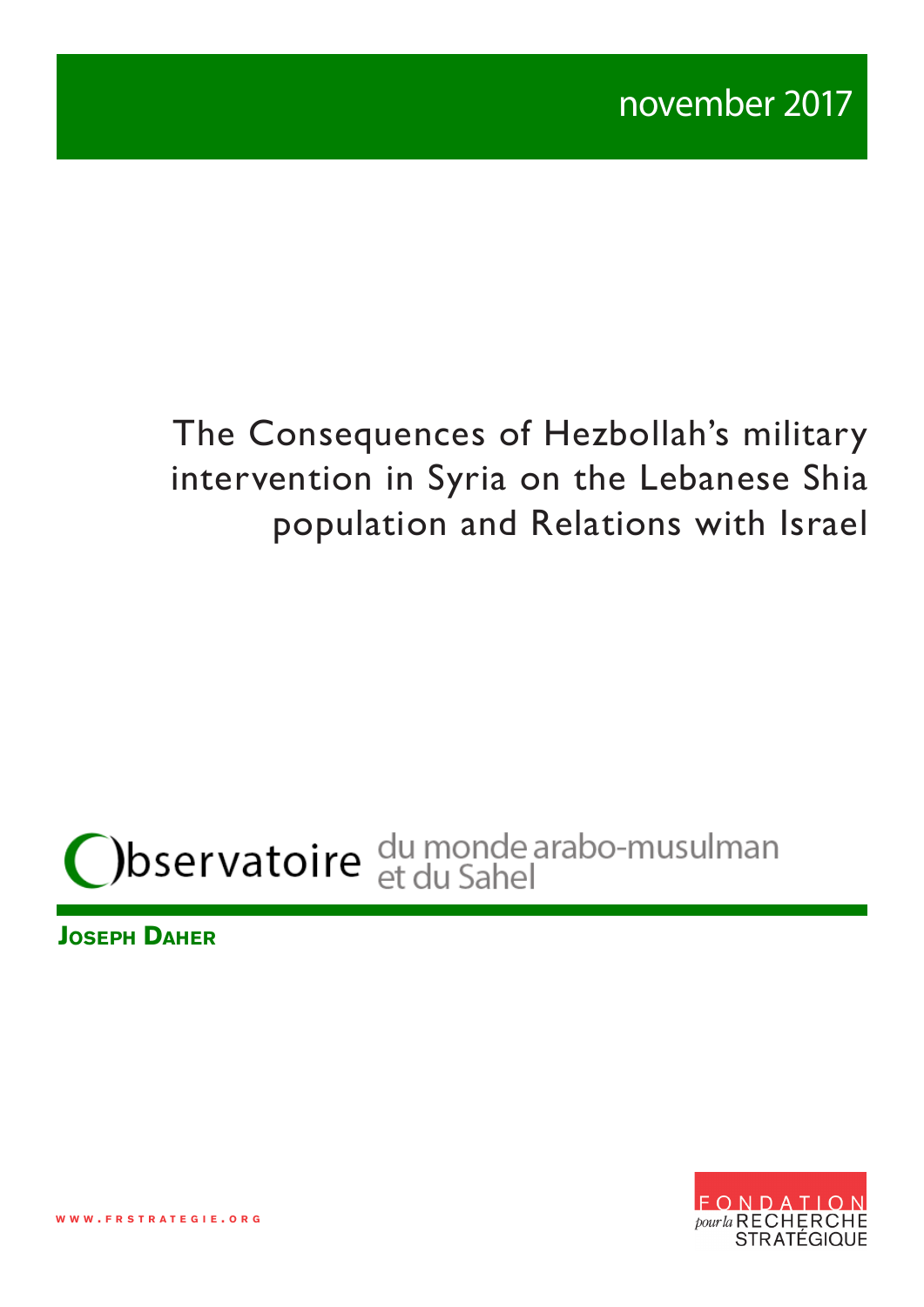november 2017

# The Consequences of Hezbollah's military intervention in Syria on the Lebanese Shia population and Relations with Israel

Observatoire du monde arabo-musulman et du Sahel

**Joseph Daher**

www.frstrategie.org

Fondation pour la Recherche Stratégique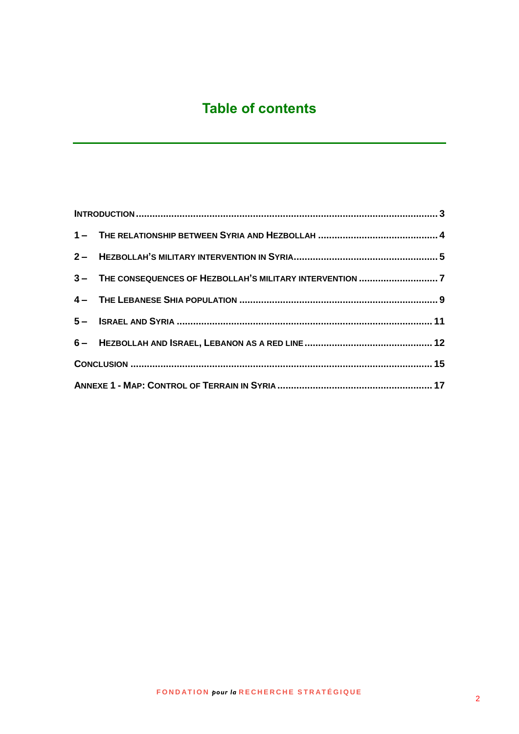# Table of contents

INTRODUCTION ........................................................................................................ 3

1 – THE RELATIONSHIP BETWEEN SYRIA AND HEZBOLLAH ........................................... 4

2 – HEZBOLLAH'S MILITARY INTERVENTION IN SYRIA .................................................... 5

3 – THE CONSEQUENCES OF HEZBOLLAH'S MILITARY INTERVENTION ............................ 7

4 – THE LEBANESE SHIA POPULATION ........................................................................ 9

5 – ISRAEL AND SYRIA ............................................................................................ 11

6 – HEZBOLLAH AND ISRAEL, LEBANON AS A RED LINE .............................................. 12

CONCLUSION ........................................................................................................ 15

ANNEXE 1 - MAP: CONTROL OF TERRAIN IN SYRIA ..................................................... 17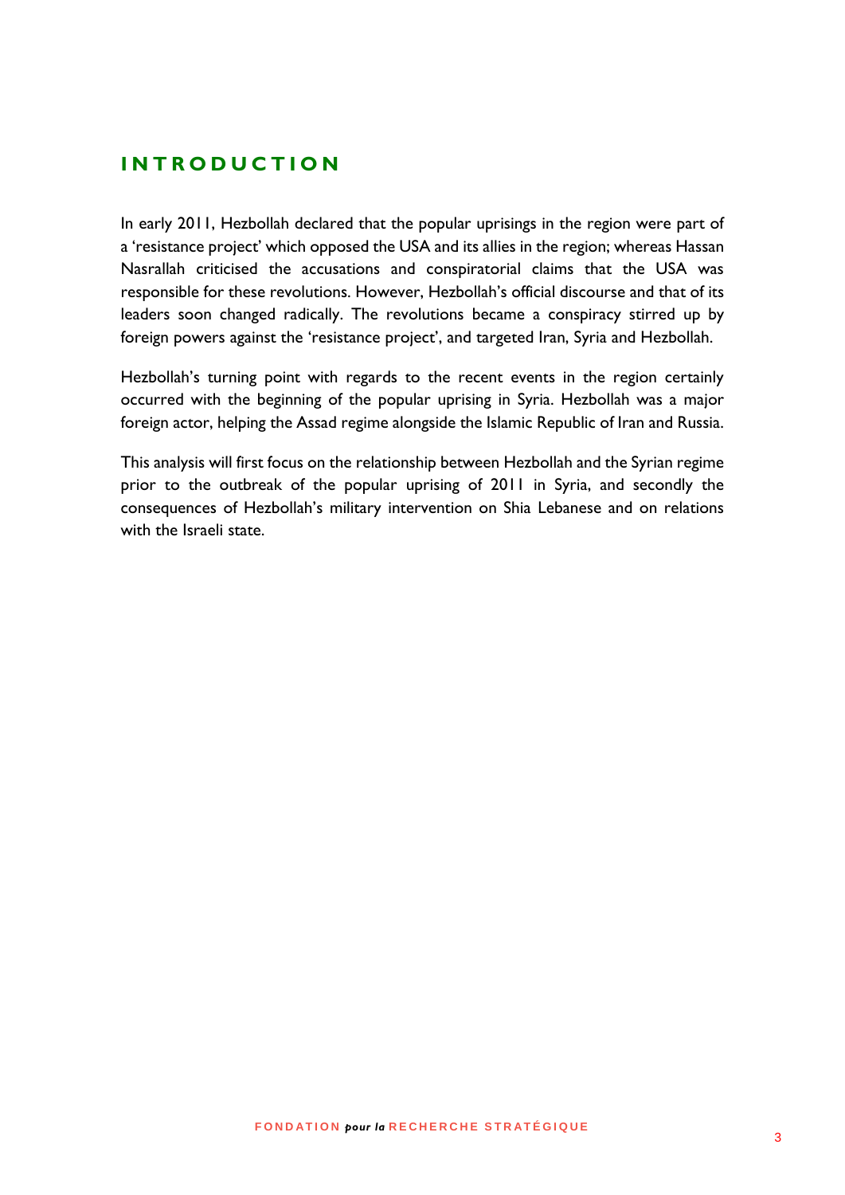# INTRODUCTION

In early 2011, Hezbollah declared that the popular uprisings in the region were part of a 'resistance project' which opposed the USA and its allies in the region; whereas Hassan Nasrallah criticised the accusations and conspiratorial claims that the USA was responsible for these revolutions. However, Hezbollah's official discourse and that of its leaders soon changed radically. The revolutions became a conspiracy stirred up by foreign powers against the 'resistance project', and targeted Iran, Syria and Hezbollah.

Hezbollah's turning point with regards to the recent events in the region certainly occurred with the beginning of the popular uprising in Syria. Hezbollah was a major foreign actor, helping the Assad regime alongside the Islamic Republic of Iran and Russia.

This analysis will first focus on the relationship between Hezbollah and the Syrian regime prior to the outbreak of the popular uprising of 2011 in Syria, and secondly the consequences of Hezbollah's military intervention on Shia Lebanese and on relations with the Israeli state.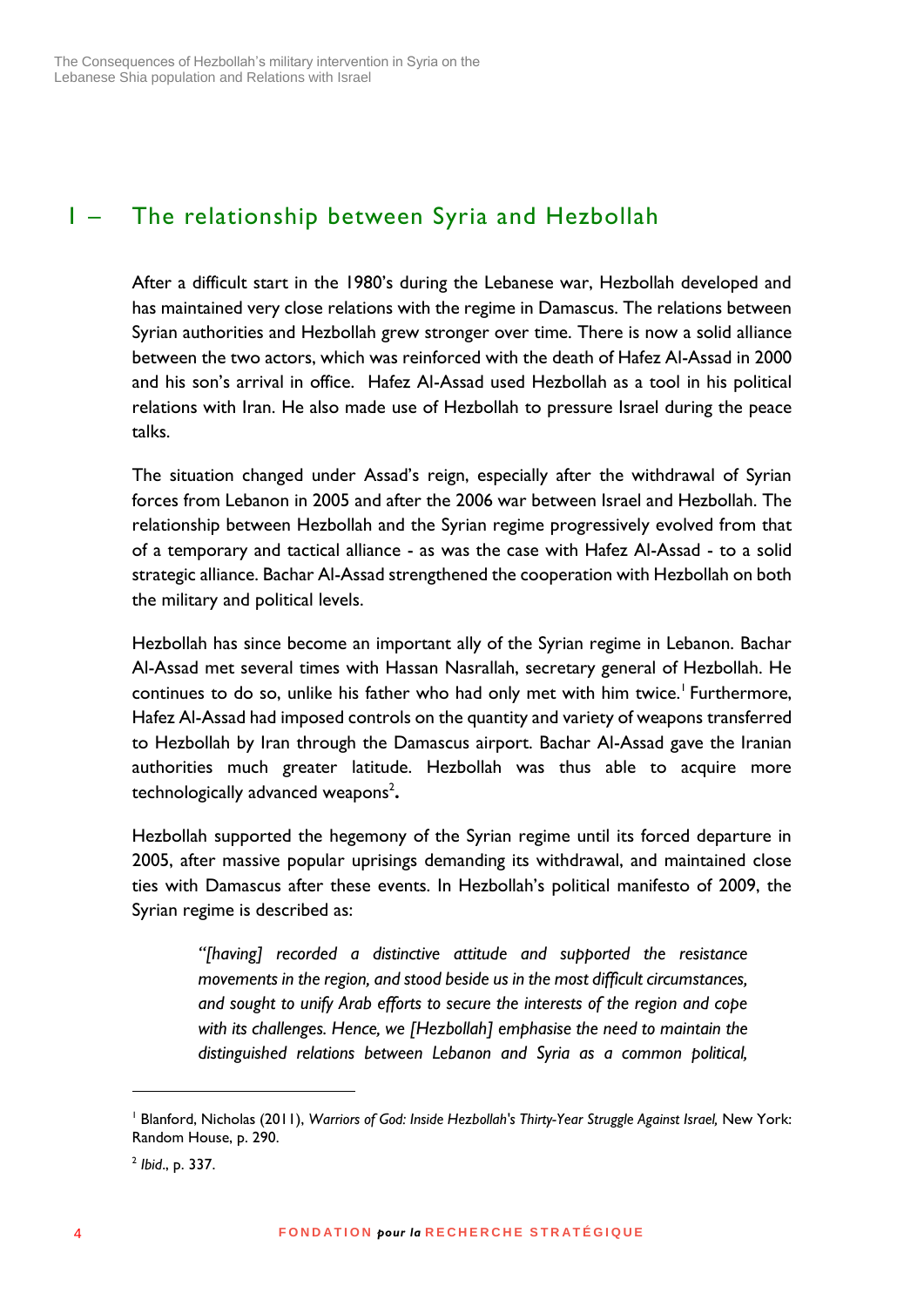## I – The relationship between Syria and Hezbollah

After a difficult start in the 1980's during the Lebanese war, Hezbollah developed and has maintained very close relations with the regime in Damascus. The relations between Syrian authorities and Hezbollah grew stronger over time. There is now a solid alliance between the two actors, which was reinforced with the death of Hafez Al-Assad in 2000 and his son's arrival in office. Hafez Al-Assad used Hezbollah as a tool in his political relations with Iran. He also made use of Hezbollah to pressure Israel during the peace talks.

The situation changed under Assad's reign, especially after the withdrawal of Syrian forces from Lebanon in 2005 and after the 2006 war between Israel and Hezbollah. The relationship between Hezbollah and the Syrian regime progressively evolved from that of a temporary and tactical alliance - as was the case with Hafez Al-Assad - to a solid strategic alliance. Bachar Al-Assad strengthened the cooperation with Hezbollah on both the military and political levels.

Hezbollah has since become an important ally of the Syrian regime in Lebanon. Bachar Al-Assad met several times with Hassan Nasrallah, secretary general of Hezbollah. He continues to do so, unlike his father who had only met with him twice.[1] Furthermore, Hafez Al-Assad had imposed controls on the quantity and variety of weapons transferred to Hezbollah by Iran through the Damascus airport. Bachar Al-Assad gave the Iranian authorities much greater latitude. Hezbollah was thus able to acquire more technologically advanced weapons[2]**.**

Hezbollah supported the hegemony of the Syrian regime until its forced departure in 2005, after massive popular uprisings demanding its withdrawal, and maintained close ties with Damascus after these events. In Hezbollah's political manifesto of 2009, the Syrian regime is described as:

> *"[having] recorded a distinctive attitude and supported the resistance movements in the region, and stood beside us in the most difficult circumstances, and sought to unify Arab efforts to secure the interests of the region and cope with its challenges. Hence, we [Hezbollah] emphasise the need to maintain the distinguished relations between Lebanon and Syria as a common political,*

---

[1] Blanford, Nicholas (2011), *Warriors of God: Inside Hezbollah's Thirty-Year Struggle Against Israel,* New York: Random House, p. 290.

[2] *Ibid*., p. 337.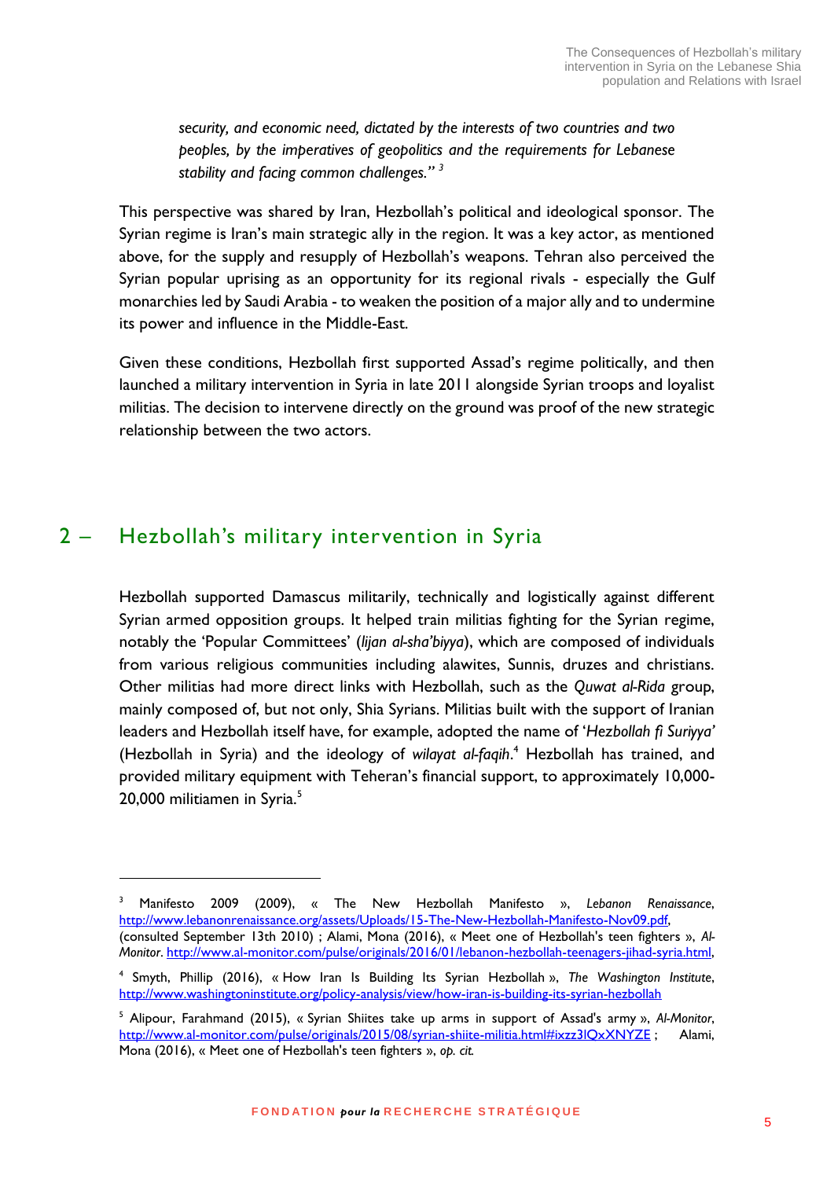> *security, and economic need, dictated by the interests of two countries and two peoples, by the imperatives of geopolitics and the requirements for Lebanese stability and facing common challenges."* [3]

This perspective was shared by Iran, Hezbollah's political and ideological sponsor. The Syrian regime is Iran's main strategic ally in the region. It was a key actor, as mentioned above, for the supply and resupply of Hezbollah's weapons. Tehran also perceived the Syrian popular uprising as an opportunity for its regional rivals - especially the Gulf monarchies led by Saudi Arabia - to weaken the position of a major ally and to undermine its power and influence in the Middle-East.

Given these conditions, Hezbollah first supported Assad's regime politically, and then launched a military intervention in Syria in late 2011 alongside Syrian troops and loyalist militias. The decision to intervene directly on the ground was proof of the new strategic relationship between the two actors.

## 2 – Hezbollah's military intervention in Syria

Hezbollah supported Damascus militarily, technically and logistically against different Syrian armed opposition groups. It helped train militias fighting for the Syrian regime, notably the 'Popular Committees' (*lijan al-sha'biyya*), which are composed of individuals from various religious communities including alawites, Sunnis, druzes and christians. Other militias had more direct links with Hezbollah, such as the *Quwat al-Rida* group, mainly composed of, but not only, Shia Syrians. Militias built with the support of Iranian leaders and Hezbollah itself have, for example, adopted the name of '*Hezbollah fi Suriyya'* (Hezbollah in Syria) and the ideology of *wilayat al-faqih*.[4] Hezbollah has trained, and provided military equipment with Teheran's financial support, to approximately 10,000-20,000 militiamen in Syria.[5]

---

[3] Manifesto 2009 (2009), « The New Hezbollah Manifesto », *Lebanon Renaissance*, http://www.lebanonrenaissance.org/assets/Uploads/15-The-New-Hezbollah-Manifesto-Nov09.pdf, (consulted September 13th 2010) ; Alami, Mona (2016), « Meet one of Hezbollah's teen fighters », *Al-Monitor*. http://www.al-monitor.com/pulse/originals/2016/01/lebanon-hezbollah-teenagers-jihad-syria.html,

[4] Smyth, Phillip (2016), « How Iran Is Building Its Syrian Hezbollah », *The Washington Institute*, http://www.washingtoninstitute.org/policy-analysis/view/how-iran-is-building-its-syrian-hezbollah

[5] Alipour, Farahmand (2015), « Syrian Shiites take up arms in support of Assad's army », *Al-Monitor*, http://www.al-monitor.com/pulse/originals/2015/08/syrian-shiite-militia.html#ixzz3lQxXNYZE ; Alami, Mona (2016), « Meet one of Hezbollah's teen fighters », *op. cit.*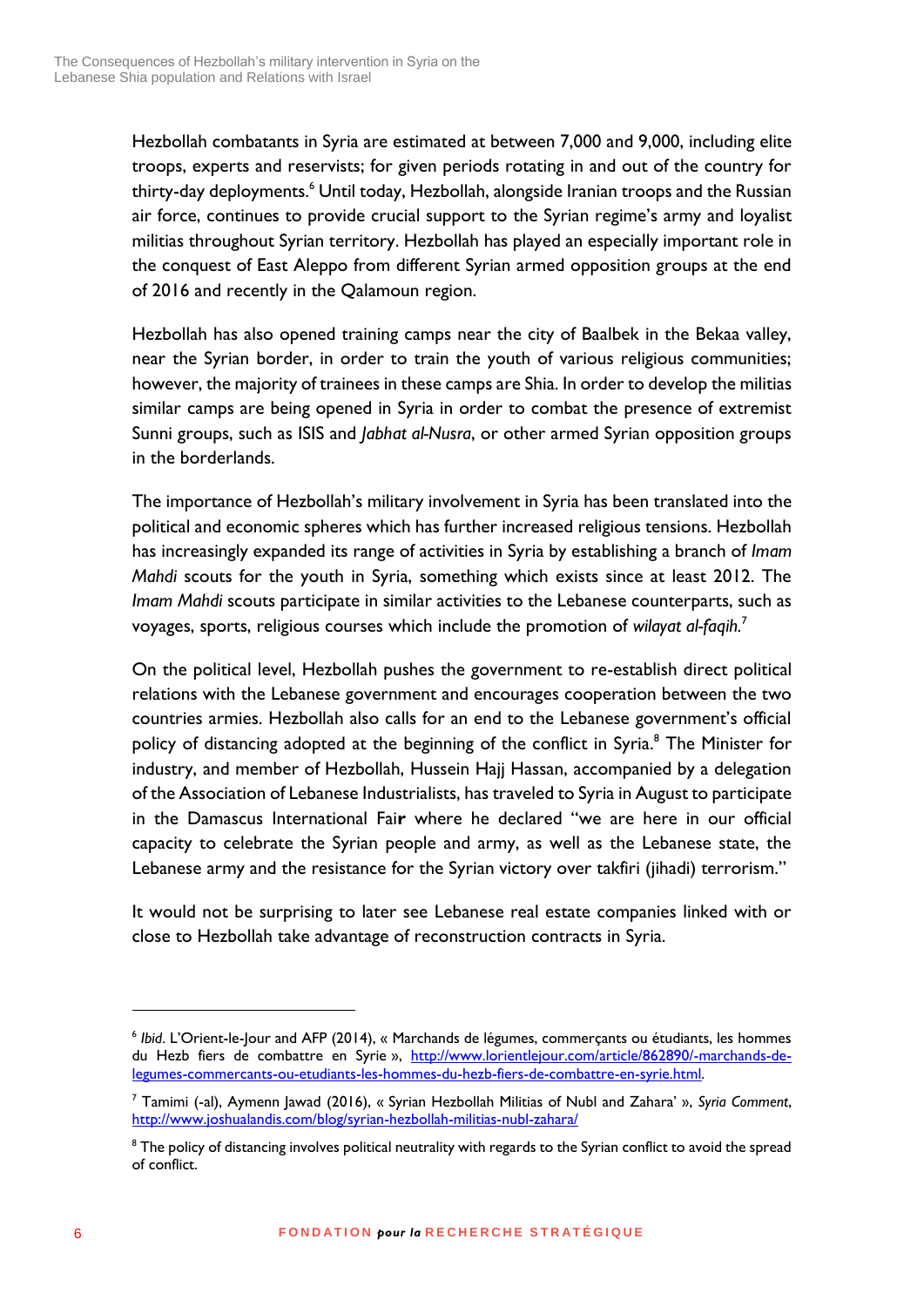Hezbollah combatants in Syria are estimated at between 7,000 and 9,000, including elite troops, experts and reservists; for given periods rotating in and out of the country for thirty-day deployments.[6] Until today, Hezbollah, alongside Iranian troops and the Russian air force, continues to provide crucial support to the Syrian regime's army and loyalist militias throughout Syrian territory. Hezbollah has played an especially important role in the conquest of East Aleppo from different Syrian armed opposition groups at the end of 2016 and recently in the Qalamoun region.

Hezbollah has also opened training camps near the city of Baalbek in the Bekaa valley, near the Syrian border, in order to train the youth of various religious communities; however, the majority of trainees in these camps are Shia. In order to develop the militias similar camps are being opened in Syria in order to combat the presence of extremist Sunni groups, such as ISIS and *Jabhat al-Nusra*, or other armed Syrian opposition groups in the borderlands.

The importance of Hezbollah's military involvement in Syria has been translated into the political and economic spheres which has further increased religious tensions. Hezbollah has increasingly expanded its range of activities in Syria by establishing a branch of *Imam Mahdi* scouts for the youth in Syria, something which exists since at least 2012. The *Imam Mahdi* scouts participate in similar activities to the Lebanese counterparts, such as voyages, sports, religious courses which include the promotion of *wilayat al-faqih*.[7]

On the political level, Hezbollah pushes the government to re-establish direct political relations with the Lebanese government and encourages cooperation between the two countries armies. Hezbollah also calls for an end to the Lebanese government's official policy of distancing adopted at the beginning of the conflict in Syria.[8] The Minister for industry, and member of Hezbollah, Hussein Hajj Hassan, accompanied by a delegation of the Association of Lebanese Industrialists, has traveled to Syria in August to participate in the Damascus International Fai**r** where he declared "we are here in our official capacity to celebrate the Syrian people and army, as well as the Lebanese state, the Lebanese army and the resistance for the Syrian victory over takfiri (jihadi) terrorism."

It would not be surprising to later see Lebanese real estate companies linked with or close to Hezbollah take advantage of reconstruction contracts in Syria.

---

[6] *Ibid*. L'Orient-le-Jour and AFP (2014), « Marchands de légumes, commerçants ou étudiants, les hommes du Hezb fiers de combattre en Syrie », http://www.lorientlejour.com/article/862890/-marchands-de-legumes-commercants-ou-etudiants-les-hommes-du-hezb-fiers-de-combattre-en-syrie.html.

[7] Tamimi (-al), Aymenn Jawad (2016), « Syrian Hezbollah Militias of Nubl and Zahara' », *Syria Comment*, http://www.joshualandis.com/blog/syrian-hezbollah-militias-nubl-zahara/

[8] The policy of distancing involves political neutrality with regards to the Syrian conflict to avoid the spread of conflict.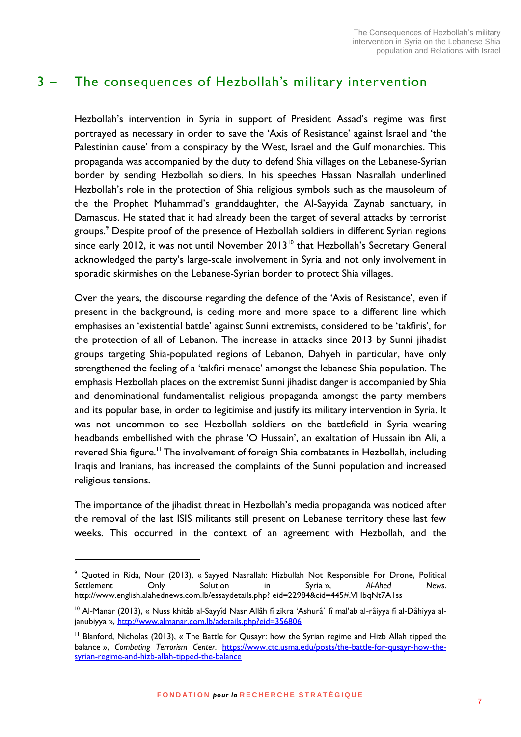## 3 – The consequences of Hezbollah's military intervention

Hezbollah's intervention in Syria in support of President Assad's regime was first portrayed as necessary in order to save the 'Axis of Resistance' against Israel and 'the Palestinian cause' from a conspiracy by the West, Israel and the Gulf monarchies. This propaganda was accompanied by the duty to defend Shia villages on the Lebanese-Syrian border by sending Hezbollah soldiers. In his speeches Hassan Nasrallah underlined Hezbollah's role in the protection of Shia religious symbols such as the mausoleum of the the Prophet Muhammad's granddaughter, the Al-Sayyida Zaynab sanctuary, in Damascus. He stated that it had already been the target of several attacks by terrorist groups.[9] Despite proof of the presence of Hezbollah soldiers in different Syrian regions since early 2012, it was not until November 2013[10] that Hezbollah's Secretary General acknowledged the party's large-scale involvement in Syria and not only involvement in sporadic skirmishes on the Lebanese-Syrian border to protect Shia villages.

Over the years, the discourse regarding the defence of the 'Axis of Resistance', even if present in the background, is ceding more and more space to a different line which emphasises an 'existential battle' against Sunni extremists, considered to be 'takfiris', for the protection of all of Lebanon. The increase in attacks since 2013 by Sunni jihadist groups targeting Shia-populated regions of Lebanon, Dahyeh in particular, have only strengthened the feeling of a 'takfiri menace' amongst the lebanese Shia population. The emphasis Hezbollah places on the extremist Sunni jihadist danger is accompanied by Shia and denominational fundamentalist religious propaganda amongst the party members and its popular base, in order to legitimise and justify its military intervention in Syria. It was not uncommon to see Hezbollah soldiers on the battlefield in Syria wearing headbands embellished with the phrase 'O Hussain', an exaltation of Hussain ibn Ali, a revered Shia figure.[11] The involvement of foreign Shia combatants in Hezbollah, including Iraqis and Iranians, has increased the complaints of the Sunni population and increased religious tensions.

The importance of the jihadist threat in Hezbollah's media propaganda was noticed after the removal of the last ISIS militants still present on Lebanese territory these last few weeks. This occurred in the context of an agreement with Hezbollah, and the

---

[9] Quoted in Rida, Nour (2013), « Sayyed Nasrallah: Hizbullah Not Responsible For Drone, Political Settlement Only Solution in Syria », *Al-Ahed News*. http://www.english.alahednews.com.lb/essaydetails.php? eid=22984&cid=445#.VHbqNt7A1ss

[10] Al-Manar (2013), « Nuss khitâb al-Sayyîd Nasr Allâh fî zikra 'Ashurâ` fî mal'ab al-râiyya fî al-Dâhiyya al-janubiyya », http://www.almanar.com.lb/adetails.php?eid=356806

[11] Blanford, Nicholas (2013), « The Battle for Qusayr: how the Syrian regime and Hizb Allah tipped the balance », *Combating Terrorism Center*. https://www.ctc.usma.edu/posts/the-battle-for-qusayr-how-the-syrian-regime-and-hizb-allah-tipped-the-balance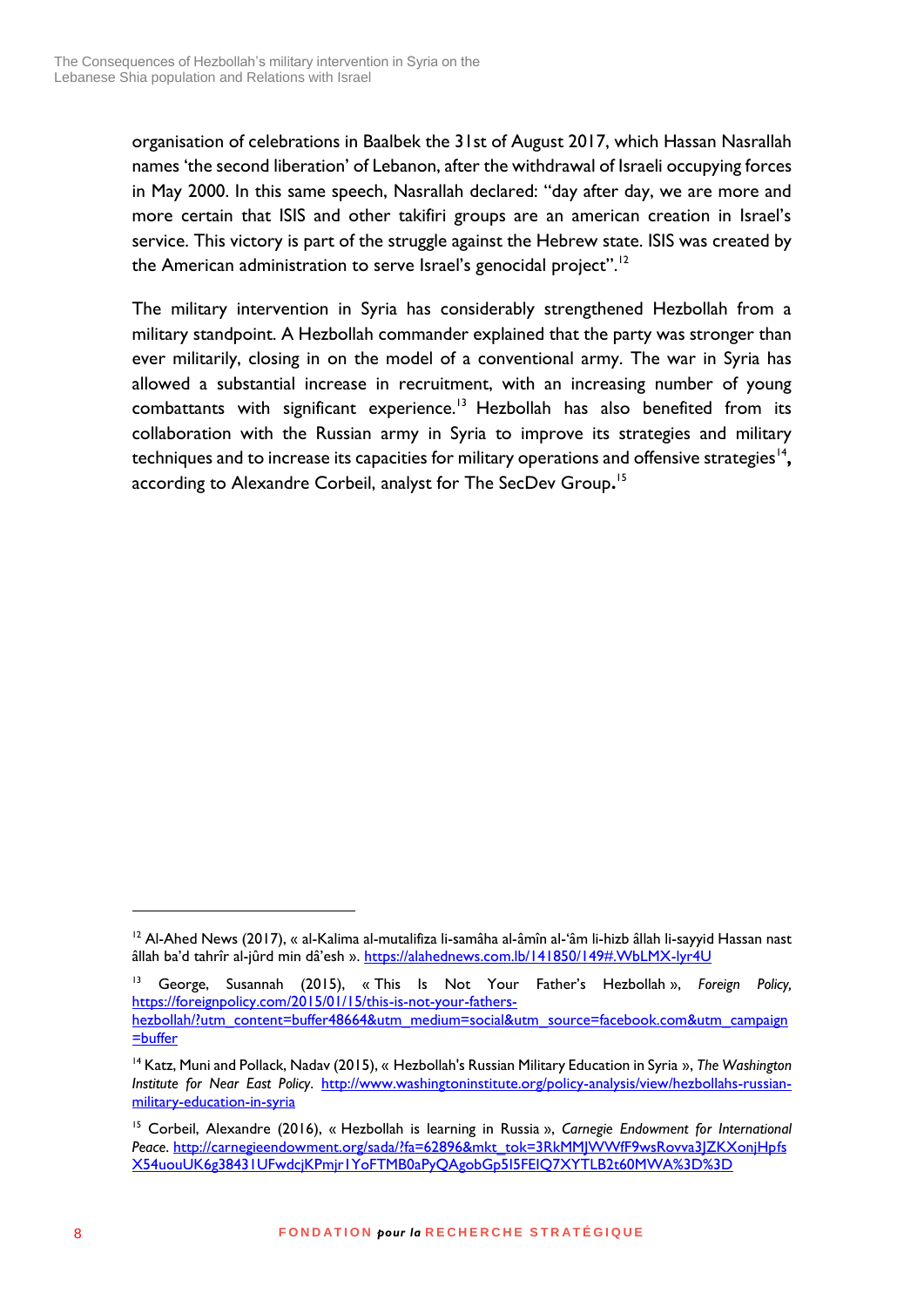organisation of celebrations in Baalbek the 31st of August 2017, which Hassan Nasrallah names 'the second liberation' of Lebanon, after the withdrawal of Israeli occupying forces in May 2000. In this same speech, Nasrallah declared: "day after day, we are more and more certain that ISIS and other takifiri groups are an american creation in Israel's service. This victory is part of the struggle against the Hebrew state. ISIS was created by the American administration to serve Israel's genocidal project".[12]

The military intervention in Syria has considerably strengthened Hezbollah from a military standpoint. A Hezbollah commander explained that the party was stronger than ever militarily, closing in on the model of a conventional army. The war in Syria has allowed a substantial increase in recruitment, with an increasing number of young combattants with significant experience.[13] Hezbollah has also benefited from its collaboration with the Russian army in Syria to improve its strategies and military techniques and to increase its capacities for military operations and offensive strategies[14]**,** according to Alexandre Corbeil, analyst for The SecDev Group**.**[15]

---

[12] Al-Ahed News (2017), « al-Kalima al-mutalifiza li-samâha al-âmîn al-'âm li-hizb âllah li-sayyid Hassan nast âllah ba'd tahrîr al-jûrd min dâ'esh ». https://alahednews.com.lb/141850/149#.WbLMX-lyr4U

[13] George, Susannah (2015), « This Is Not Your Father's Hezbollah », *Foreign Policy,* https://foreignpolicy.com/2015/01/15/this-is-not-your-fathers-hezbollah/?utm_content=buffer48664&utm_medium=social&utm_source=facebook.com&utm_campaign=buffer

[14] Katz, Muni and Pollack, Nadav (2015), « Hezbollah's Russian Military Education in Syria », *The Washington Institute for Near East Policy*. http://www.washingtoninstitute.org/policy-analysis/view/hezbollahs-russian-military-education-in-syria

[15] Corbeil, Alexandre (2016), « Hezbollah is learning in Russia », *Carnegie Endowment for International Peace*. http://carnegieendowment.org/sada/?fa=62896&mkt_tok=3RkMMJWWfF9wsRovva3JZKXonjHpfsX54uouUK6g38431UFwdcjKPmjr1YoFTMB0aPyQAgobGp5I5FElQ7XYTLB2t60MWA%3D%3D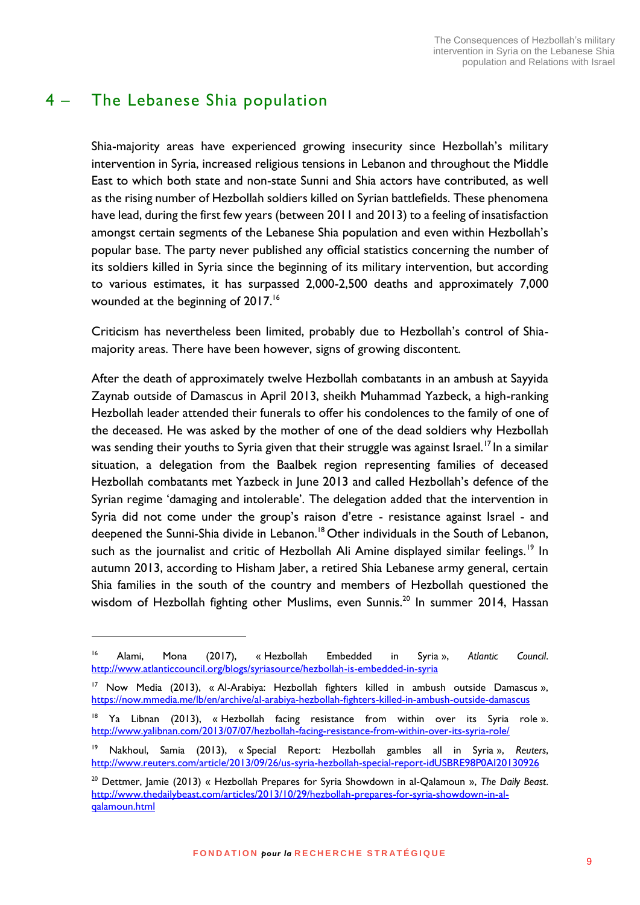## 4 – The Lebanese Shia population

Shia-majority areas have experienced growing insecurity since Hezbollah's military intervention in Syria, increased religious tensions in Lebanon and throughout the Middle East to which both state and non-state Sunni and Shia actors have contributed, as well as the rising number of Hezbollah soldiers killed on Syrian battlefields. These phenomena have lead, during the first few years (between 2011 and 2013) to a feeling of insatisfaction amongst certain segments of the Lebanese Shia population and even within Hezbollah's popular base. The party never published any official statistics concerning the number of its soldiers killed in Syria since the beginning of its military intervention, but according to various estimates, it has surpassed 2,000-2,500 deaths and approximately 7,000 wounded at the beginning of 2017.[16]

Criticism has nevertheless been limited, probably due to Hezbollah's control of Shia-majority areas. There have been however, signs of growing discontent.

After the death of approximately twelve Hezbollah combatants in an ambush at Sayyida Zaynab outside of Damascus in April 2013, sheikh Muhammad Yazbeck, a high-ranking Hezbollah leader attended their funerals to offer his condolences to the family of one of the deceased. He was asked by the mother of one of the dead soldiers why Hezbollah was sending their youths to Syria given that their struggle was against Israel.[17] In a similar situation, a delegation from the Baalbek region representing families of deceased Hezbollah combatants met Yazbeck in June 2013 and called Hezbollah's defence of the Syrian regime 'damaging and intolerable'. The delegation added that the intervention in Syria did not come under the group's raison d'etre - resistance against Israel - and deepened the Sunni-Shia divide in Lebanon.[18] Other individuals in the South of Lebanon, such as the journalist and critic of Hezbollah Ali Amine displayed similar feelings.[19] In autumn 2013, according to Hisham Jaber, a retired Shia Lebanese army general, certain Shia families in the south of the country and members of Hezbollah questioned the wisdom of Hezbollah fighting other Muslims, even Sunnis.[20] In summer 2014, Hassan

---

[16] Alami, Mona (2017), « Hezbollah Embedded in Syria », *Atlantic Council*. http://www.atlanticcouncil.org/blogs/syriasource/hezbollah-is-embedded-in-syria

[17] Now Media (2013), « Al-Arabiya: Hezbollah fighters killed in ambush outside Damascus », https://now.mmedia.me/lb/en/archive/al-arabiya-hezbollah-fighters-killed-in-ambush-outside-damascus

[18] Ya Libnan (2013), « Hezbollah facing resistance from within over its Syria role ». http://www.yalibnan.com/2013/07/07/hezbollah-facing-resistance-from-within-over-its-syria-role/

[19] Nakhoul, Samia (2013), « Special Report: Hezbollah gambles all in Syria », *Reuters*, http://www.reuters.com/article/2013/09/26/us-syria-hezbollah-special-report-idUSBRE98P0AI20130926

[20] Dettmer, Jamie (2013) « Hezbollah Prepares for Syria Showdown in al-Qalamoun », *The Daily Beast*. http://www.thedailybeast.com/articles/2013/10/29/hezbollah-prepares-for-syria-showdown-in-al-qalamoun.html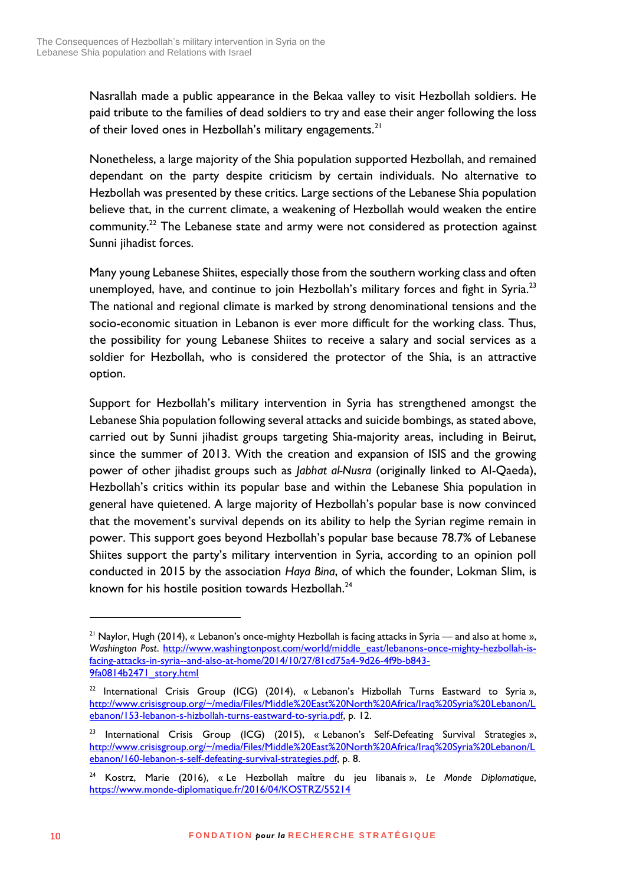Nasrallah made a public appearance in the Bekaa valley to visit Hezbollah soldiers. He paid tribute to the families of dead soldiers to try and ease their anger following the loss of their loved ones in Hezbollah's military engagements.[21]

Nonetheless, a large majority of the Shia population supported Hezbollah, and remained dependant on the party despite criticism by certain individuals. No alternative to Hezbollah was presented by these critics. Large sections of the Lebanese Shia population believe that, in the current climate, a weakening of Hezbollah would weaken the entire community.[22] The Lebanese state and army were not considered as protection against Sunni jihadist forces.

Many young Lebanese Shiites, especially those from the southern working class and often unemployed, have, and continue to join Hezbollah's military forces and fight in Syria.[23] The national and regional climate is marked by strong denominational tensions and the socio-economic situation in Lebanon is ever more difficult for the working class. Thus, the possibility for young Lebanese Shiites to receive a salary and social services as a soldier for Hezbollah, who is considered the protector of the Shia, is an attractive option.

Support for Hezbollah's military intervention in Syria has strengthened amongst the Lebanese Shia population following several attacks and suicide bombings, as stated above, carried out by Sunni jihadist groups targeting Shia-majority areas, including in Beirut, since the summer of 2013. With the creation and expansion of ISIS and the growing power of other jihadist groups such as *Jabhat al-Nusra* (originally linked to Al-Qaeda), Hezbollah's critics within its popular base and within the Lebanese Shia population in general have quietened. A large majority of Hezbollah's popular base is now convinced that the movement's survival depends on its ability to help the Syrian regime remain in power. This support goes beyond Hezbollah's popular base because 78.7% of Lebanese Shiites support the party's military intervention in Syria, according to an opinion poll conducted in 2015 by the association *Haya Bina*, of which the founder, Lokman Slim, is known for his hostile position towards Hezbollah.[24]

---

[21] Naylor, Hugh (2014), « Lebanon's once-mighty Hezbollah is facing attacks in Syria — and also at home », *Washington Post*. http://www.washingtonpost.com/world/middle_east/lebanons-once-mighty-hezbollah-is-facing-attacks-in-syria--and-also-at-home/2014/10/27/81cd75a4-9d26-4f9b-b843-9fa0814b2471_story.html

[22] International Crisis Group (ICG) (2014), « Lebanon's Hizbollah Turns Eastward to Syria », http://www.crisisgroup.org/~/media/Files/Middle%20East%20North%20Africa/Iraq%20Syria%20Lebanon/Lebanon/153-lebanon-s-hizbollah-turns-eastward-to-syria.pdf, p. 12.

[23] International Crisis Group (ICG) (2015), « Lebanon's Self-Defeating Survival Strategies », http://www.crisisgroup.org/~/media/Files/Middle%20East%20North%20Africa/Iraq%20Syria%20Lebanon/Lebanon/160-lebanon-s-self-defeating-survival-strategies.pdf, p. 8.

[24] Kostrz, Marie (2016), « Le Hezbollah maître du jeu libanais », *Le Monde Diplomatique*, https://www.monde-diplomatique.fr/2016/04/KOSTRZ/55214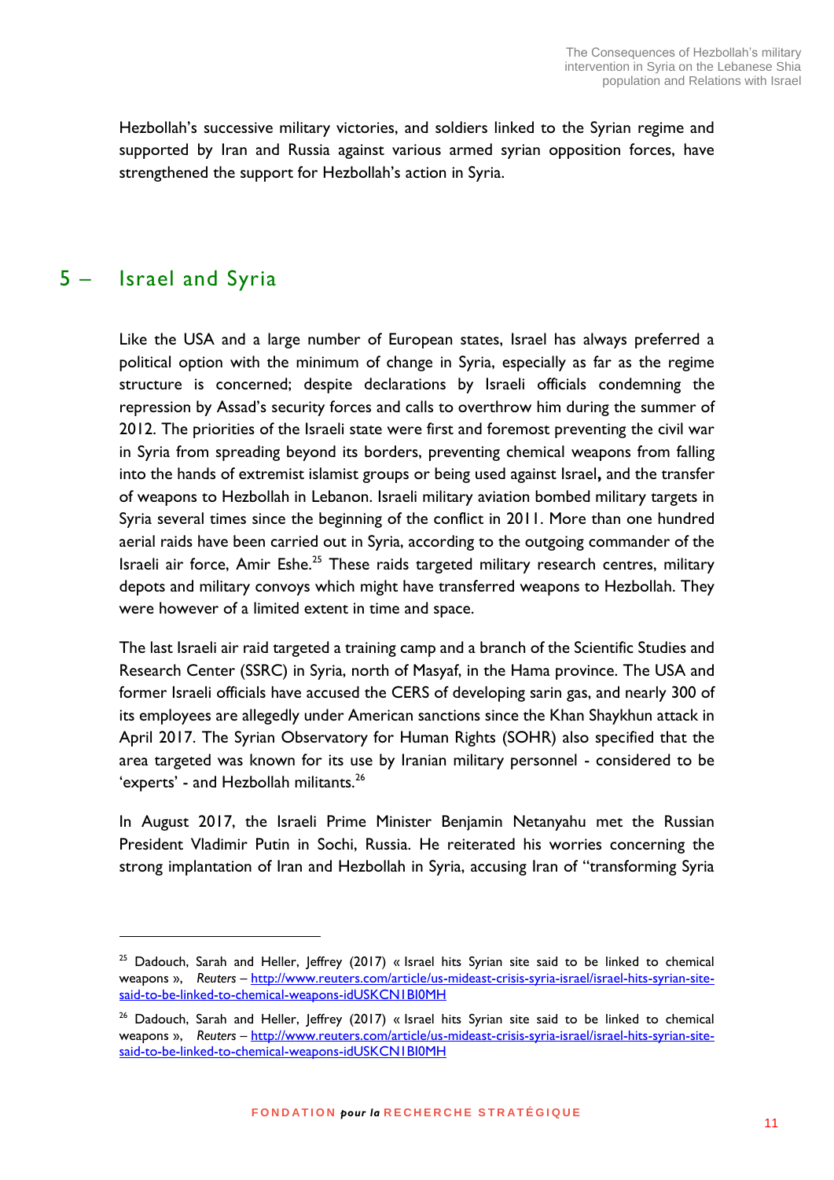Hezbollah's successive military victories, and soldiers linked to the Syrian regime and supported by Iran and Russia against various armed syrian opposition forces, have strengthened the support for Hezbollah's action in Syria.

## 5 – Israel and Syria

Like the USA and a large number of European states, Israel has always preferred a political option with the minimum of change in Syria, especially as far as the regime structure is concerned; despite declarations by Israeli officials condemning the repression by Assad's security forces and calls to overthrow him during the summer of 2012. The priorities of the Israeli state were first and foremost preventing the civil war in Syria from spreading beyond its borders, preventing chemical weapons from falling into the hands of extremist islamist groups or being used against Israel**,** and the transfer of weapons to Hezbollah in Lebanon. Israeli military aviation bombed military targets in Syria several times since the beginning of the conflict in 2011. More than one hundred aerial raids have been carried out in Syria, according to the outgoing commander of the Israeli air force, Amir Eshe.[25] These raids targeted military research centres, military depots and military convoys which might have transferred weapons to Hezbollah. They were however of a limited extent in time and space.

The last Israeli air raid targeted a training camp and a branch of the Scientific Studies and Research Center (SSRC) in Syria, north of Masyaf, in the Hama province. The USA and former Israeli officials have accused the CERS of developing sarin gas, and nearly 300 of its employees are allegedly under American sanctions since the Khan Shaykhun attack in April 2017. The Syrian Observatory for Human Rights (SOHR) also specified that the area targeted was known for its use by Iranian military personnel - considered to be 'experts' - and Hezbollah militants.[26]

In August 2017, the Israeli Prime Minister Benjamin Netanyahu met the Russian President Vladimir Putin in Sochi, Russia. He reiterated his worries concerning the strong implantation of Iran and Hezbollah in Syria, accusing Iran of "transforming Syria

---

[25] Dadouch, Sarah and Heller, Jeffrey (2017) « Israel hits Syrian site said to be linked to chemical weapons », *Reuters* – http://www.reuters.com/article/us-mideast-crisis-syria-israel/israel-hits-syrian-site-said-to-be-linked-to-chemical-weapons-idUSKCN1BI0MH

[26] Dadouch, Sarah and Heller, Jeffrey (2017) « Israel hits Syrian site said to be linked to chemical weapons », *Reuters* – http://www.reuters.com/article/us-mideast-crisis-syria-israel/israel-hits-syrian-site-said-to-be-linked-to-chemical-weapons-idUSKCN1BI0MH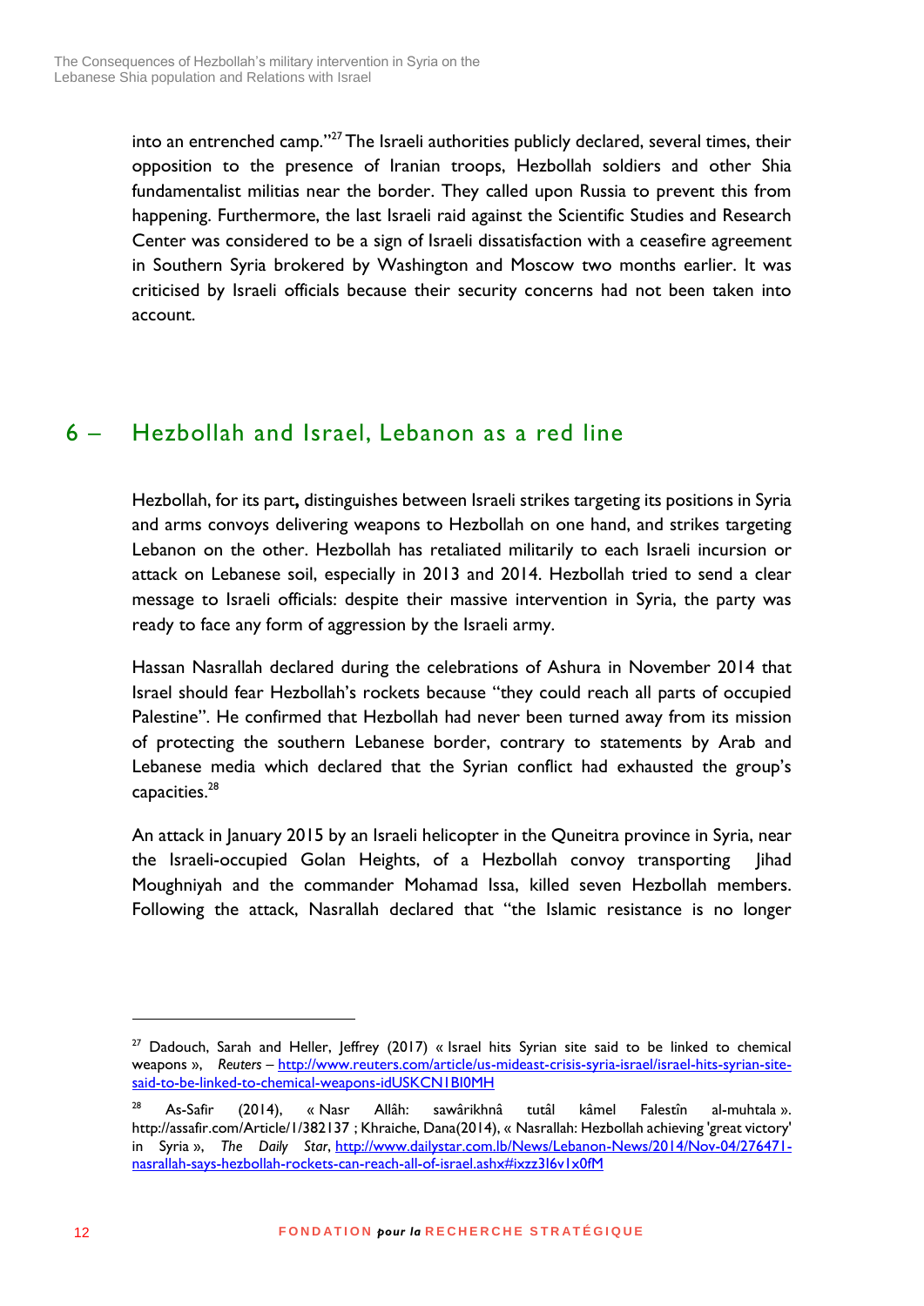into an entrenched camp."[27] The Israeli authorities publicly declared, several times, their opposition to the presence of Iranian troops, Hezbollah soldiers and other Shia fundamentalist militias near the border. They called upon Russia to prevent this from happening. Furthermore, the last Israeli raid against the Scientific Studies and Research Center was considered to be a sign of Israeli dissatisfaction with a ceasefire agreement in Southern Syria brokered by Washington and Moscow two months earlier. It was criticised by Israeli officials because their security concerns had not been taken into account.

## 6 – Hezbollah and Israel, Lebanon as a red line

Hezbollah, for its part**,** distinguishes between Israeli strikes targeting its positions in Syria and arms convoys delivering weapons to Hezbollah on one hand, and strikes targeting Lebanon on the other. Hezbollah has retaliated militarily to each Israeli incursion or attack on Lebanese soil, especially in 2013 and 2014. Hezbollah tried to send a clear message to Israeli officials: despite their massive intervention in Syria, the party was ready to face any form of aggression by the Israeli army.

Hassan Nasrallah declared during the celebrations of Ashura in November 2014 that Israel should fear Hezbollah's rockets because "they could reach all parts of occupied Palestine". He confirmed that Hezbollah had never been turned away from its mission of protecting the southern Lebanese border, contrary to statements by Arab and Lebanese media which declared that the Syrian conflict had exhausted the group's capacities.[28]

An attack in January 2015 by an Israeli helicopter in the Quneitra province in Syria, near the Israeli-occupied Golan Heights, of a Hezbollah convoy transporting Jihad Moughniyah and the commander Mohamad Issa, killed seven Hezbollah members. Following the attack, Nasrallah declared that "the Islamic resistance is no longer

---

[27] Dadouch, Sarah and Heller, Jeffrey (2017) « Israel hits Syrian site said to be linked to chemical weapons », *Reuters* – http://www.reuters.com/article/us-mideast-crisis-syria-israel/israel-hits-syrian-site-said-to-be-linked-to-chemical-weapons-idUSKCN1BI0MH

[28] As-Safir (2014), « Nasr Allâh: sawârikhnâ tutâl kâmel Falestîn al-muhtala ». http://assafir.com/Article/1/382137 ; Khraiche, Dana(2014), « Nasrallah: Hezbollah achieving 'great victory' in Syria », *The Daily Star*, http://www.dailystar.com.lb/News/Lebanon-News/2014/Nov-04/276471-nasrallah-says-hezbollah-rockets-can-reach-all-of-israel.ashx#ixzz3I6v1x0fM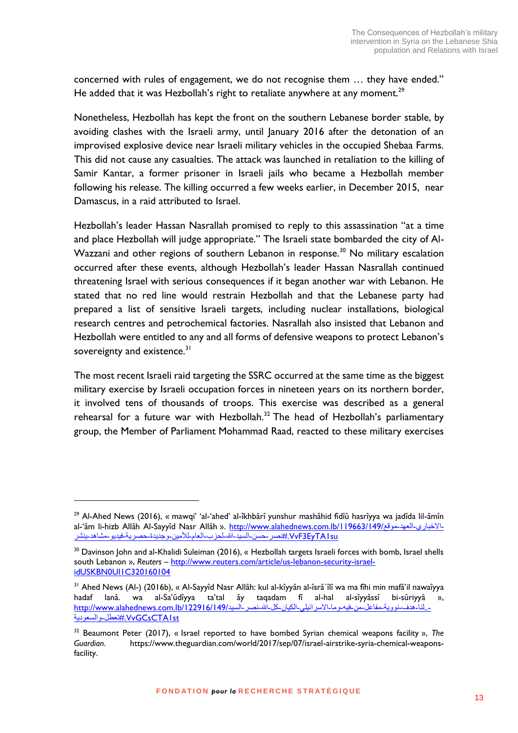concerned with rules of engagement, we do not recognise them … they have ended." He added that it was Hezbollah's right to retaliate anywhere at any moment.[29]

Nonetheless, Hezbollah has kept the front on the southern Lebanese border stable, by avoiding clashes with the Israeli army, until January 2016 after the detonation of an improvised explosive device near Israeli military vehicles in the occupied Shebaa Farms. This did not cause any casualties. The attack was launched in retaliation to the killing of Samir Kantar, a former prisoner in Israeli jails who became a Hezbollah member following his release. The killing occurred a few weeks earlier, in December 2015, near Damascus, in a raid attributed to Israel.

Hezbollah's leader Hassan Nasrallah promised to reply to this assassination "at a time and place Hezbollah will judge appropriate." The Israeli state bombarded the city of Al-Wazzani and other regions of southern Lebanon in response.[30] No military escalation occurred after these events, although Hezbollah's leader Hassan Nasrallah continued threatening Israel with serious consequences if it began another war with Lebanon. He stated that no red line would restrain Hezbollah and that the Lebanese party had prepared a list of sensitive Israeli targets, including nuclear installations, biological research centres and petrochemical factories. Nasrallah also insisted that Lebanon and Hezbollah were entitled to any and all forms of defensive weapons to protect Lebanon's sovereignty and existence.[31]

The most recent Israeli raid targeting the SSRC occurred at the same time as the biggest military exercise by Israeli occupation forces in nineteen years on its northern border, it involved tens of thousands of troops. This exercise was described as a general rehearsal for a future war with Hezbollah.[32] The head of Hezbollah's parliamentary group, the Member of Parliament Mohammad Raad, reacted to these military exercises

---

[29] Al-Ahed News (2016), « mawqi' 'al-'ahed' al-îkhbârî yunshur mashâhid fîdîû hasrîyya wa jadîda lil-âmîn al-'âm li-hizb Allâh Al-Sayyîd Nasr Allâh ». http://www.alahednews.com.lb/119663/149/الاخباري-العهد-موقع-نصر-حسن-السيد-الله-لحزب-العام-للأمين-وجديدة-حصرية-فيديو-مشاهد-ينشر#.VvF3EyTA1su

[30] Davinson John and al-Khalidi Suleiman (2016), « Hezbollah targets Israeli forces with bomb, Israel shells south Lebanon », *Reuters* – http://www.reuters.com/article/us-lebanon-security-israel-idUSKBN0UI1C320160104

[31] Ahed News (Al-) (2016b), « Al-Sayyîd Nasr Allâh: kul al-kîyyân al-îsrâ`îlî wa ma fîhi min mafâ'il nawaîyya hadaf lanâ. wa al-Sa'ûdîyya ta'tal ây taqadam fî al-hal al-sîyyâssî bi-sûriyyâ », http://www.alahednews.com.lb/122916/149/السيد-نصر-الله-كل-الكيان-الاسرائيلي-وما-فيه-من-مفاعل-نووية-هدف-لنا-..-والسعودية-تعطل#.VvGCsCTA1st

[32] Beaumont Peter (2017), « Israel reported to have bombed Syrian chemical weapons facility », *The Guardian*. https://www.theguardian.com/world/2017/sep/07/israel-airstrike-syria-chemical-weapons-facility.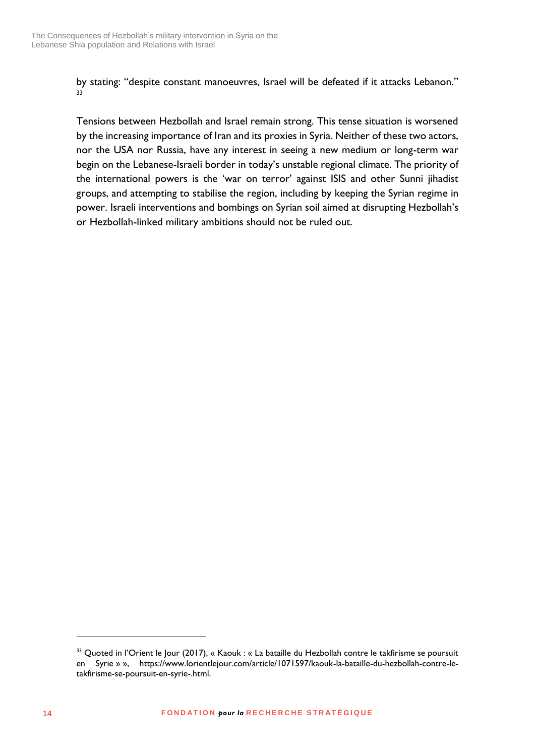by stating: "despite constant manoeuvres, Israel will be defeated if it attacks Lebanon." [33]

Tensions between Hezbollah and Israel remain strong. This tense situation is worsened by the increasing importance of Iran and its proxies in Syria. Neither of these two actors, nor the USA nor Russia, have any interest in seeing a new medium or long-term war begin on the Lebanese-Israeli border in today's unstable regional climate. The priority of the international powers is the 'war on terror' against ISIS and other Sunni jihadist groups, and attempting to stabilise the region, including by keeping the Syrian regime in power. Israeli interventions and bombings on Syrian soil aimed at disrupting Hezbollah's or Hezbollah-linked military ambitions should not be ruled out.

---

[33] Quoted in l'Orient le Jour (2017), « Kaouk : « La bataille du Hezbollah contre le takfirisme se poursuit en Syrie » », https://www.lorientlejour.com/article/1071597/kaouk-la-bataille-du-hezbollah-contre-le-takfirisme-se-poursuit-en-syrie-.html.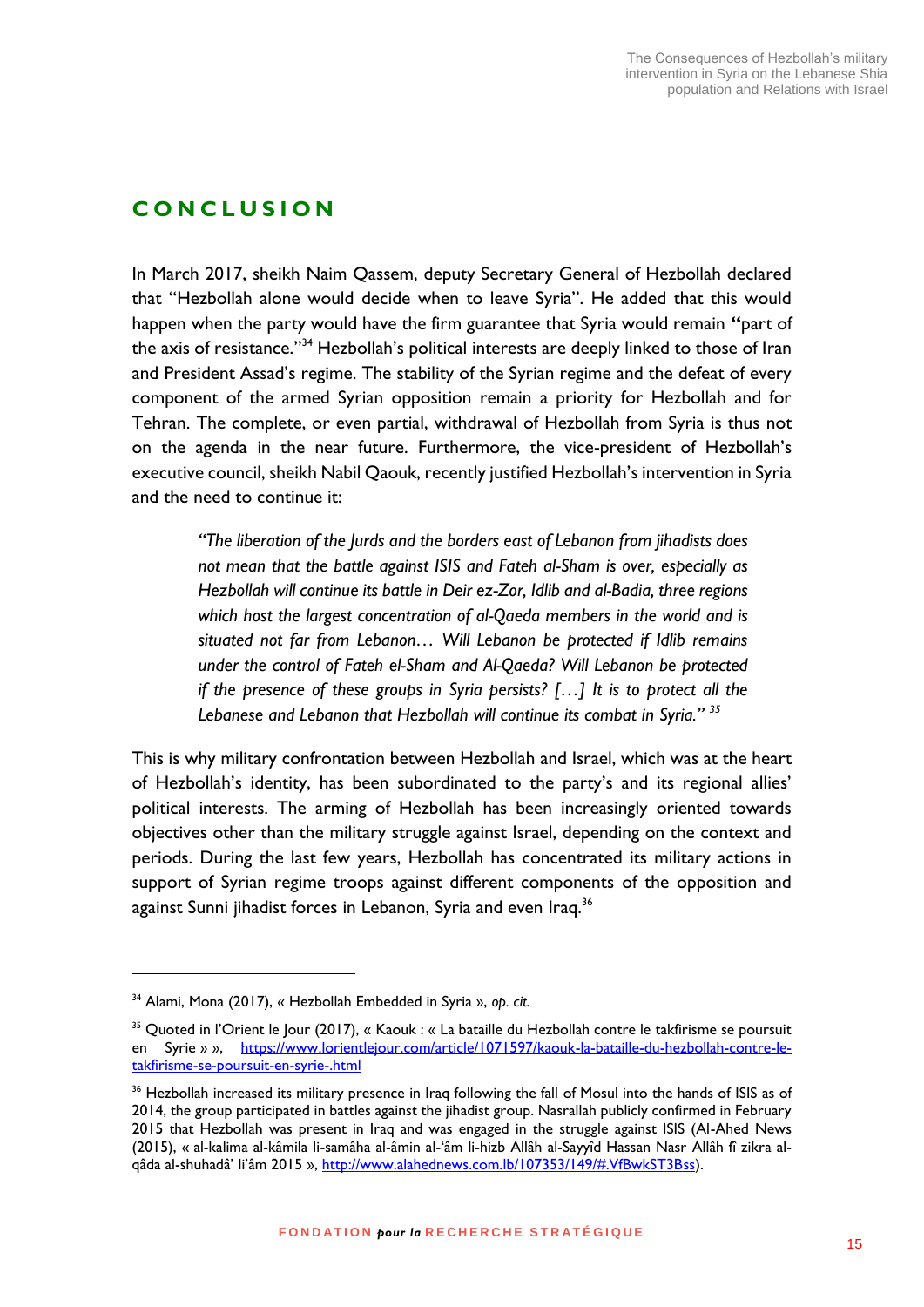## CONCLUSION

In March 2017, sheikh Naim Qassem, deputy Secretary General of Hezbollah declared that "Hezbollah alone would decide when to leave Syria". He added that this would happen when the party would have the firm guarantee that Syria would remain **"**part of the axis of resistance."[34] Hezbollah's political interests are deeply linked to those of Iran and President Assad's regime. The stability of the Syrian regime and the defeat of every component of the armed Syrian opposition remain a priority for Hezbollah and for Tehran. The complete, or even partial, withdrawal of Hezbollah from Syria is thus not on the agenda in the near future. Furthermore, the vice-president of Hezbollah's executive council, sheikh Nabil Qaouk, recently justified Hezbollah's intervention in Syria and the need to continue it:

> *"The liberation of the Jurds and the borders east of Lebanon from jihadists does not mean that the battle against ISIS and Fateh al-Sham is over, especially as Hezbollah will continue its battle in Deir ez-Zor, Idlib and al-Badia, three regions which host the largest concentration of al-Qaeda members in the world and is situated not far from Lebanon… Will Lebanon be protected if Idlib remains under the control of Fateh el-Sham and Al-Qaeda? Will Lebanon be protected if the presence of these groups in Syria persists? […] It is to protect all the Lebanese and Lebanon that Hezbollah will continue its combat in Syria."* [35]

This is why military confrontation between Hezbollah and Israel, which was at the heart of Hezbollah's identity, has been subordinated to the party's and its regional allies' political interests. The arming of Hezbollah has been increasingly oriented towards objectives other than the military struggle against Israel, depending on the context and periods. During the last few years, Hezbollah has concentrated its military actions in support of Syrian regime troops against different components of the opposition and against Sunni jihadist forces in Lebanon, Syria and even Iraq.[36]

---

[34] Alami, Mona (2017), « Hezbollah Embedded in Syria », *op. cit.*

[35] Quoted in l'Orient le Jour (2017), « Kaouk : « La bataille du Hezbollah contre le takfirisme se poursuit en Syrie » », https://www.lorientlejour.com/article/1071597/kaouk-la-bataille-du-hezbollah-contre-le-takfirisme-se-poursuit-en-syrie-.html

[36] Hezbollah increased its military presence in Iraq following the fall of Mosul into the hands of ISIS as of 2014, the group participated in battles against the jihadist group. Nasrallah publicly confirmed in February 2015 that Hezbollah was present in Iraq and was engaged in the struggle against ISIS (Al-Ahed News (2015), « al-kalima al-kâmila li-samâha al-âmin al-'âm li-hizb Allâh al-Sayyîd Hassan Nasr Allâh fî zikra al-qâda al-shuhadâ' li'âm 2015 », http://www.alahednews.com.lb/107353/149/#.VfBwkST3Bss).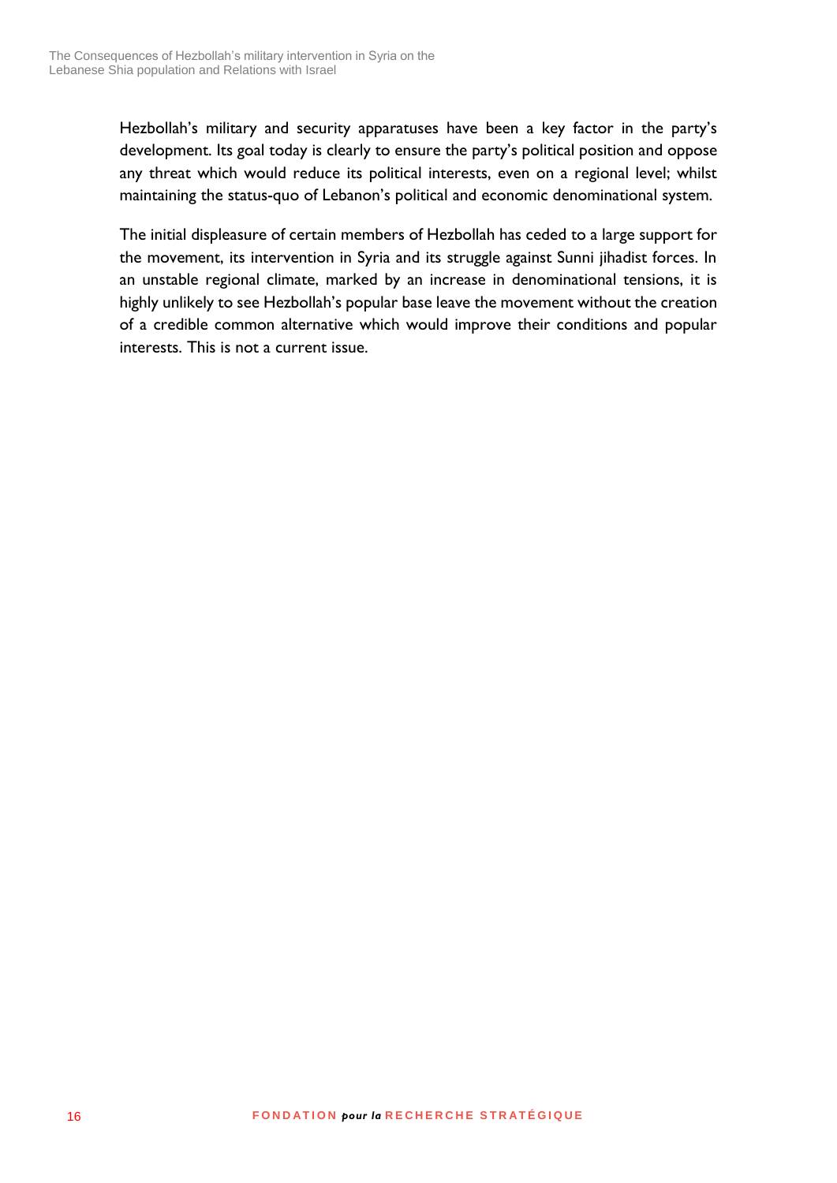Hezbollah's military and security apparatuses have been a key factor in the party's development. Its goal today is clearly to ensure the party's political position and oppose any threat which would reduce its political interests, even on a regional level; whilst maintaining the status-quo of Lebanon's political and economic denominational system.

The initial displeasure of certain members of Hezbollah has ceded to a large support for the movement, its intervention in Syria and its struggle against Sunni jihadist forces. In an unstable regional climate, marked by an increase in denominational tensions, it is highly unlikely to see Hezbollah's popular base leave the movement without the creation of a credible common alternative which would improve their conditions and popular interests. This is not a current issue.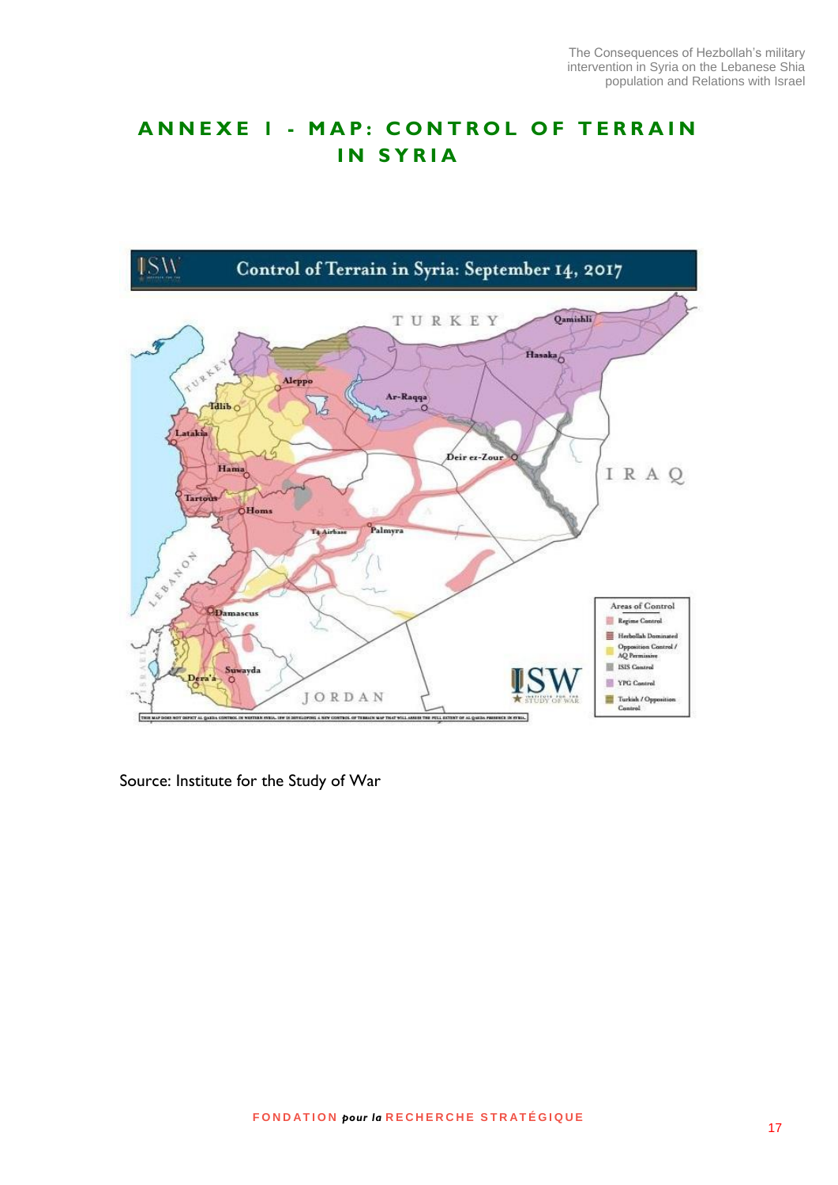## ANNEXE I - MAP: CONTROL OF TERRAIN IN SYRIA

Control of Terrain in Syria: September 14, 2017

TURKEY

Qamishli

Hasaka

Aleppo

Ar-Raqqa

Idlib

Latakia

Deir ez-Zour

IRAQ

Hama

Tartous

Homs

T4 Airbase

Palmyra

LEBANON

Damascus

ISRAEL

Suwayda

Dera'a

JORDAN

Areas of Control

Regime Control

Hezbollah Dominated

Opposition Control / AQ Permissive

ISIS Control

YPG Control

Turkish / Opposition Control

ISW INSTITUTE FOR THE STUDY OF WAR

THIS MAP DOES NOT DEPICT AL QAEDA CONTROL IN WESTERN SYRIA. ISW IS DEVELOPING A NEW CONTROL OF TERRAIN MAP THAT WILL ASSESS THE FULL EXTENT OF AL QAEDA PRESENCE IN SYRIA.

Source: Institute for the Study of War